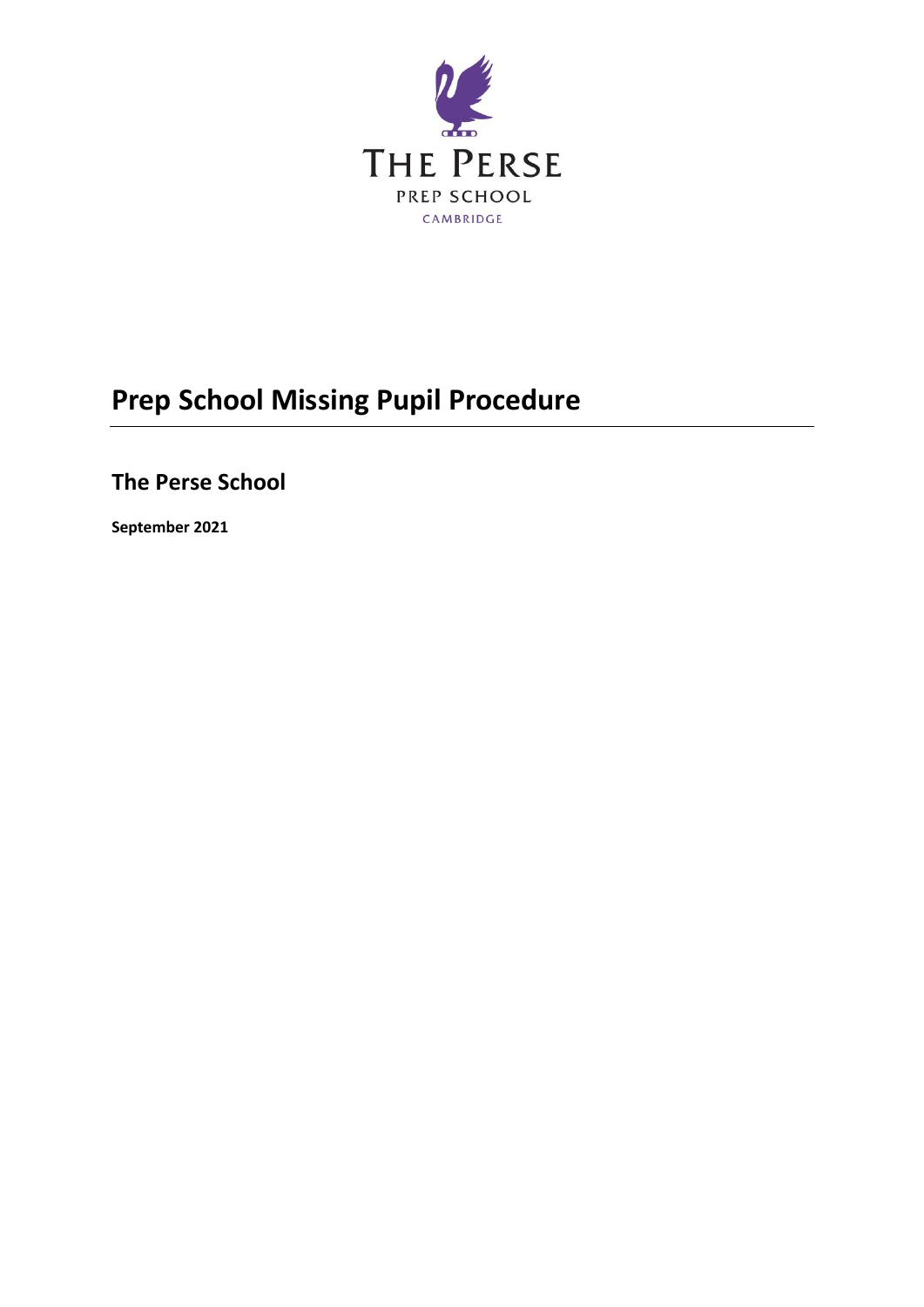THE PERSE

PREP SCHOOL

CAMBRIDGE

# Prep School Missing Pupil Procedure

## The Perse School

**September 2021**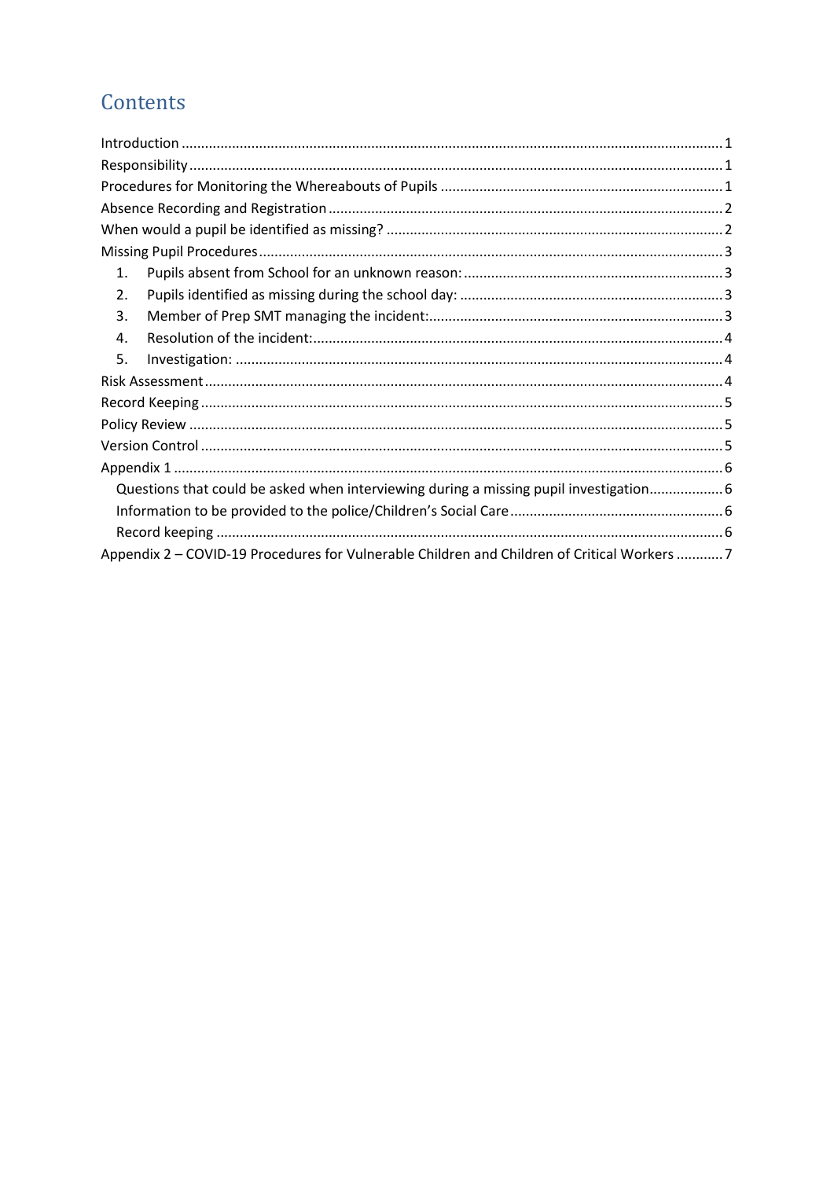# Contents

Introduction ........................................................................................................................... 1
Responsibility ........................................................................................................................ 1
Procedures for Monitoring the Whereabouts of Pupils ........................................................ 1
Absence Recording and Registration .................................................................................... 2
When would a pupil be identified as missing? ..................................................................... 2
Missing Pupil Procedures ...................................................................................................... 3
1. Pupils absent from School for an unknown reason: ..................................................... 3
2. Pupils identified as missing during the school day: ..................................................... 3
3. Member of Prep SMT managing the incident: .............................................................. 3
4. Resolution of the incident: ........................................................................................... 4
5. Investigation: ................................................................................................................ 4
Risk Assessment .................................................................................................................... 4
Record Keeping ...................................................................................................................... 5
Policy Review ......................................................................................................................... 5
Version Control ...................................................................................................................... 5
Appendix 1 ............................................................................................................................. 6
Questions that could be asked when interviewing during a missing pupil investigation ......... 6
Information to be provided to the police/Children's Social Care ............................................ 6
Record keeping ....................................................................................................................... 6
Appendix 2 – COVID-19 Procedures for Vulnerable Children and Children of Critical Workers ........... 7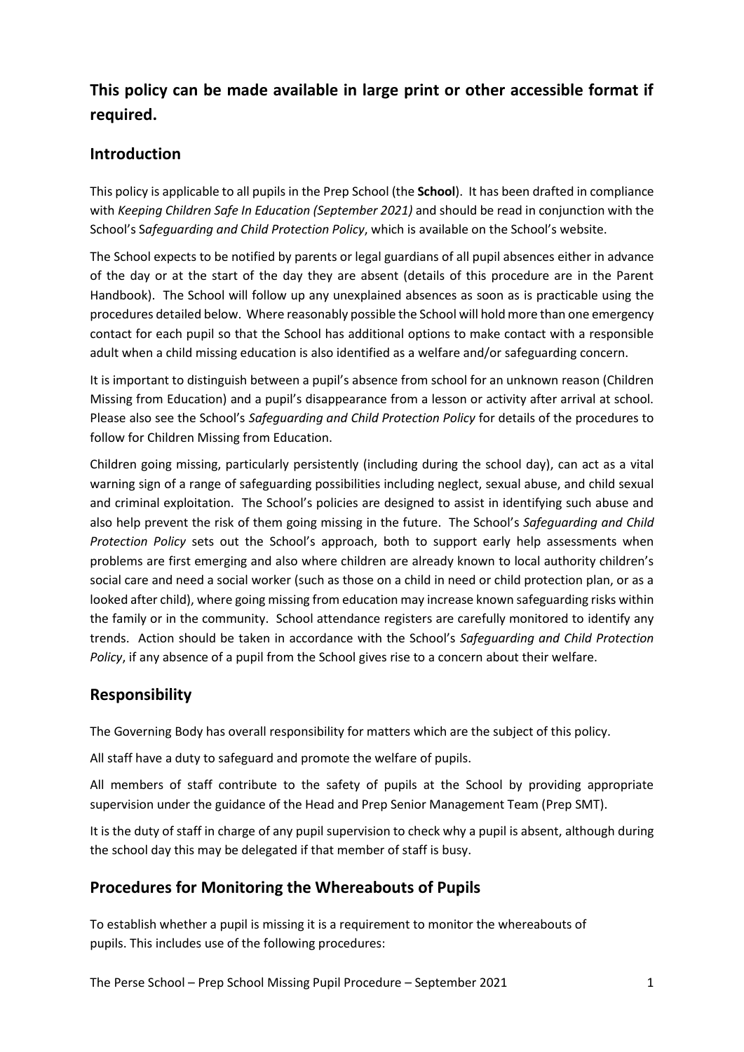## This policy can be made available in large print or other accessible format if required.

## Introduction

This policy is applicable to all pupils in the Prep School (the **School**). It has been drafted in compliance with *Keeping Children Safe In Education (September 2021)* and should be read in conjunction with the School's S*afeguarding and Child Protection Policy*, which is available on the School's website.

The School expects to be notified by parents or legal guardians of all pupil absences either in advance of the day or at the start of the day they are absent (details of this procedure are in the Parent Handbook). The School will follow up any unexplained absences as soon as is practicable using the procedures detailed below. Where reasonably possible the School will hold more than one emergency contact for each pupil so that the School has additional options to make contact with a responsible adult when a child missing education is also identified as a welfare and/or safeguarding concern.

It is important to distinguish between a pupil's absence from school for an unknown reason (Children Missing from Education) and a pupil's disappearance from a lesson or activity after arrival at school. Please also see the School's *Safeguarding and Child Protection Policy* for details of the procedures to follow for Children Missing from Education.

Children going missing, particularly persistently (including during the school day), can act as a vital warning sign of a range of safeguarding possibilities including neglect, sexual abuse, and child sexual and criminal exploitation. The School's policies are designed to assist in identifying such abuse and also help prevent the risk of them going missing in the future. The School's *Safeguarding and Child Protection Policy* sets out the School's approach, both to support early help assessments when problems are first emerging and also where children are already known to local authority children's social care and need a social worker (such as those on a child in need or child protection plan, or as a looked after child), where going missing from education may increase known safeguarding risks within the family or in the community. School attendance registers are carefully monitored to identify any trends. Action should be taken in accordance with the School's *Safeguarding and Child Protection Policy*, if any absence of a pupil from the School gives rise to a concern about their welfare.

## Responsibility

The Governing Body has overall responsibility for matters which are the subject of this policy.

All staff have a duty to safeguard and promote the welfare of pupils.

All members of staff contribute to the safety of pupils at the School by providing appropriate supervision under the guidance of the Head and Prep Senior Management Team (Prep SMT).

It is the duty of staff in charge of any pupil supervision to check why a pupil is absent, although during the school day this may be delegated if that member of staff is busy.

## Procedures for Monitoring the Whereabouts of Pupils

To establish whether a pupil is missing it is a requirement to monitor the whereabouts of pupils. This includes use of the following procedures: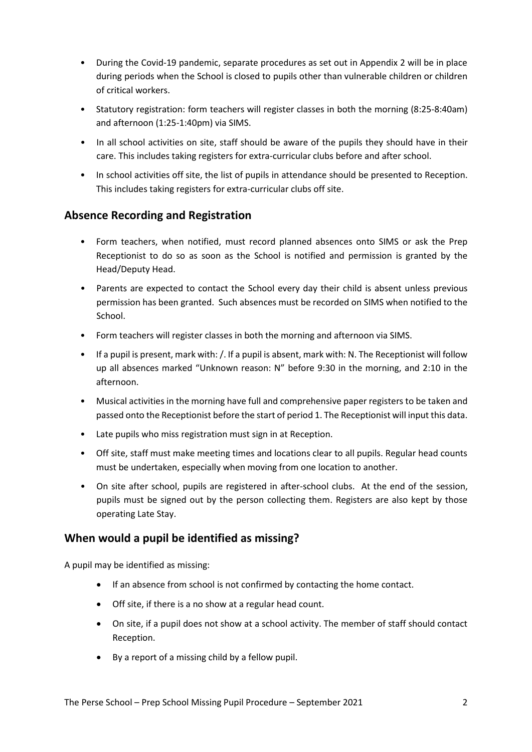- During the Covid-19 pandemic, separate procedures as set out in Appendix 2 will be in place during periods when the School is closed to pupils other than vulnerable children or children of critical workers.
- Statutory registration: form teachers will register classes in both the morning (8:25-8:40am) and afternoon (1:25-1:40pm) via SIMS.
- In all school activities on site, staff should be aware of the pupils they should have in their care. This includes taking registers for extra-curricular clubs before and after school.
- In school activities off site, the list of pupils in attendance should be presented to Reception. This includes taking registers for extra-curricular clubs off site.

## Absence Recording and Registration

- Form teachers, when notified, must record planned absences onto SIMS or ask the Prep Receptionist to do so as soon as the School is notified and permission is granted by the Head/Deputy Head.
- Parents are expected to contact the School every day their child is absent unless previous permission has been granted. Such absences must be recorded on SIMS when notified to the School.
- Form teachers will register classes in both the morning and afternoon via SIMS.
- If a pupil is present, mark with: /. If a pupil is absent, mark with: N. The Receptionist will follow up all absences marked "Unknown reason: N" before 9:30 in the morning, and 2:10 in the afternoon.
- Musical activities in the morning have full and comprehensive paper registers to be taken and passed onto the Receptionist before the start of period 1. The Receptionist will input this data.
- Late pupils who miss registration must sign in at Reception.
- Off site, staff must make meeting times and locations clear to all pupils. Regular head counts must be undertaken, especially when moving from one location to another.
- On site after school, pupils are registered in after-school clubs. At the end of the session, pupils must be signed out by the person collecting them. Registers are also kept by those operating Late Stay.

## When would a pupil be identified as missing?

A pupil may be identified as missing:

- If an absence from school is not confirmed by contacting the home contact.
- Off site, if there is a no show at a regular head count.
- On site, if a pupil does not show at a school activity. The member of staff should contact Reception.
- By a report of a missing child by a fellow pupil.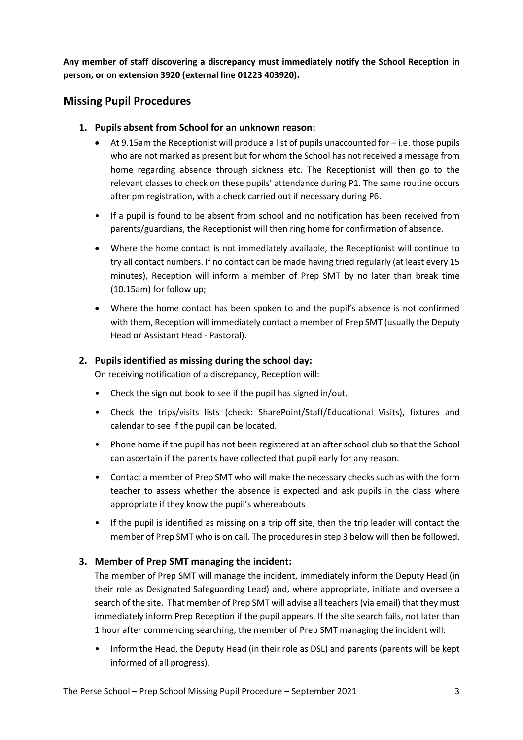**Any member of staff discovering a discrepancy must immediately notify the School Reception in person, or on extension 3920 (external line 01223 403920).**

## Missing Pupil Procedures

### 1. Pupils absent from School for an unknown reason:

- At 9.15am the Receptionist will produce a list of pupils unaccounted for – i.e. those pupils who are not marked as present but for whom the School has not received a message from home regarding absence through sickness etc. The Receptionist will then go to the relevant classes to check on these pupils' attendance during P1. The same routine occurs after pm registration, with a check carried out if necessary during P6.
- If a pupil is found to be absent from school and no notification has been received from parents/guardians, the Receptionist will then ring home for confirmation of absence.
- Where the home contact is not immediately available, the Receptionist will continue to try all contact numbers. If no contact can be made having tried regularly (at least every 15 minutes), Reception will inform a member of Prep SMT by no later than break time (10.15am) for follow up;
- Where the home contact has been spoken to and the pupil's absence is not confirmed with them, Reception will immediately contact a member of Prep SMT (usually the Deputy Head or Assistant Head - Pastoral).

### 2. Pupils identified as missing during the school day:

On receiving notification of a discrepancy, Reception will:

- Check the sign out book to see if the pupil has signed in/out.
- Check the trips/visits lists (check: SharePoint/Staff/Educational Visits), fixtures and calendar to see if the pupil can be located.
- Phone home if the pupil has not been registered at an after school club so that the School can ascertain if the parents have collected that pupil early for any reason.
- Contact a member of Prep SMT who will make the necessary checks such as with the form teacher to assess whether the absence is expected and ask pupils in the class where appropriate if they know the pupil's whereabouts
- If the pupil is identified as missing on a trip off site, then the trip leader will contact the member of Prep SMT who is on call. The procedures in step 3 below will then be followed.

### 3. Member of Prep SMT managing the incident:

The member of Prep SMT will manage the incident, immediately inform the Deputy Head (in their role as Designated Safeguarding Lead) and, where appropriate, initiate and oversee a search of the site. That member of Prep SMT will advise all teachers (via email) that they must immediately inform Prep Reception if the pupil appears. If the site search fails, not later than 1 hour after commencing searching, the member of Prep SMT managing the incident will:

- Inform the Head, the Deputy Head (in their role as DSL) and parents (parents will be kept informed of all progress).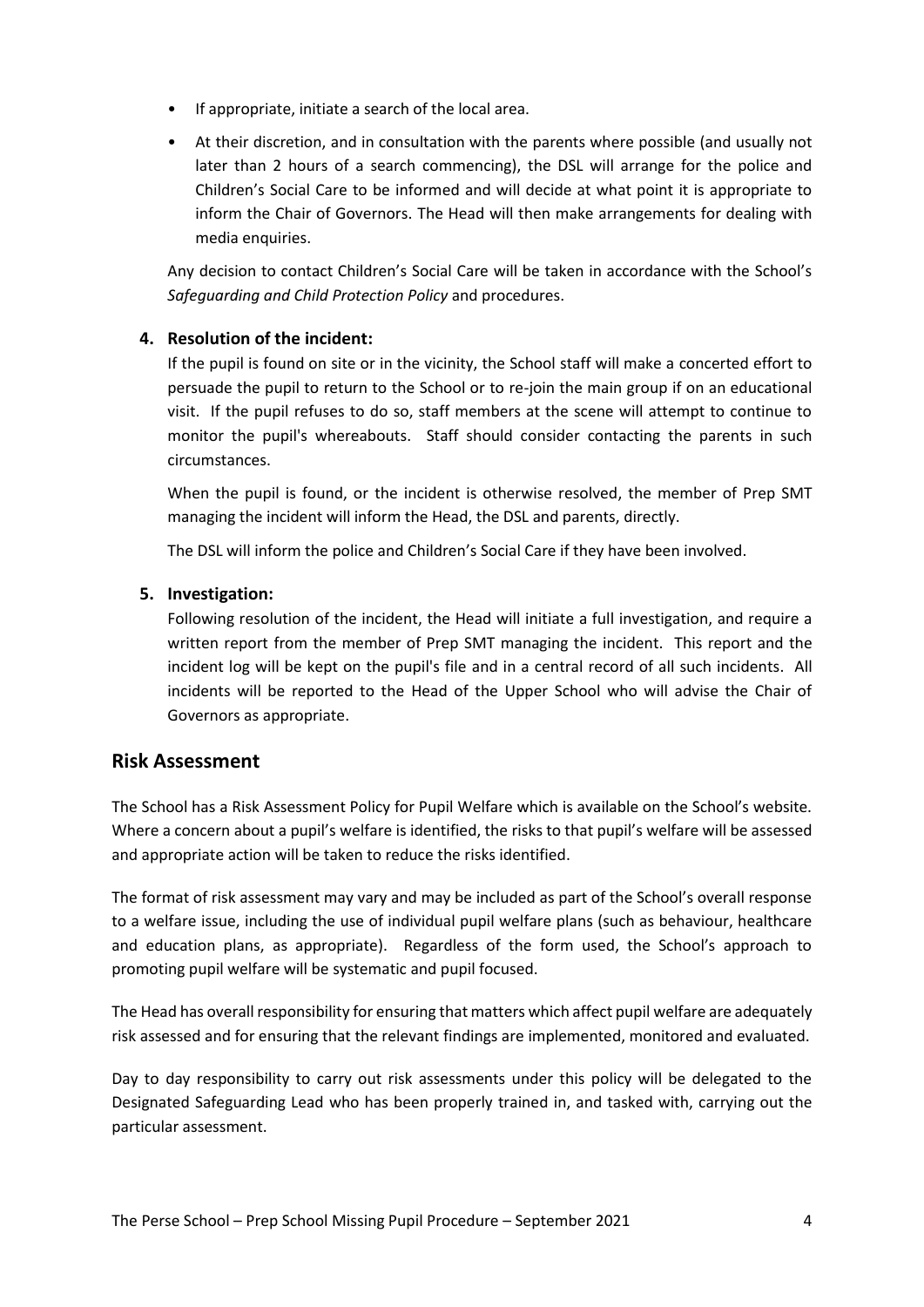- If appropriate, initiate a search of the local area.
- At their discretion, and in consultation with the parents where possible (and usually not later than 2 hours of a search commencing), the DSL will arrange for the police and Children's Social Care to be informed and will decide at what point it is appropriate to inform the Chair of Governors. The Head will then make arrangements for dealing with media enquiries.

Any decision to contact Children's Social Care will be taken in accordance with the School's *Safeguarding and Child Protection Policy* and procedures.

**4. Resolution of the incident:**

If the pupil is found on site or in the vicinity, the School staff will make a concerted effort to persuade the pupil to return to the School or to re-join the main group if on an educational visit. If the pupil refuses to do so, staff members at the scene will attempt to continue to monitor the pupil's whereabouts. Staff should consider contacting the parents in such circumstances.

When the pupil is found, or the incident is otherwise resolved, the member of Prep SMT managing the incident will inform the Head, the DSL and parents, directly.

The DSL will inform the police and Children's Social Care if they have been involved.

**5. Investigation:**

Following resolution of the incident, the Head will initiate a full investigation, and require a written report from the member of Prep SMT managing the incident. This report and the incident log will be kept on the pupil's file and in a central record of all such incidents. All incidents will be reported to the Head of the Upper School who will advise the Chair of Governors as appropriate.

## Risk Assessment

The School has a Risk Assessment Policy for Pupil Welfare which is available on the School's website. Where a concern about a pupil's welfare is identified, the risks to that pupil's welfare will be assessed and appropriate action will be taken to reduce the risks identified.

The format of risk assessment may vary and may be included as part of the School's overall response to a welfare issue, including the use of individual pupil welfare plans (such as behaviour, healthcare and education plans, as appropriate). Regardless of the form used, the School's approach to promoting pupil welfare will be systematic and pupil focused.

The Head has overall responsibility for ensuring that matters which affect pupil welfare are adequately risk assessed and for ensuring that the relevant findings are implemented, monitored and evaluated.

Day to day responsibility to carry out risk assessments under this policy will be delegated to the Designated Safeguarding Lead who has been properly trained in, and tasked with, carrying out the particular assessment.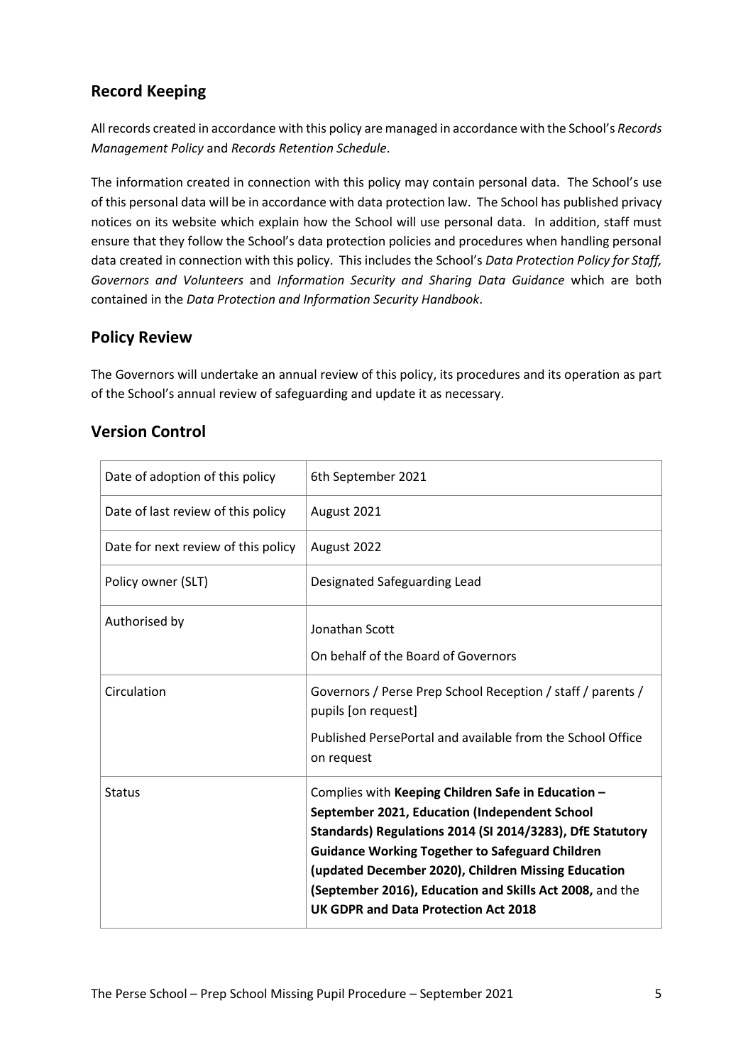## Record Keeping

All records created in accordance with this policy are managed in accordance with the School's *Records Management Policy* and *Records Retention Schedule*.

The information created in connection with this policy may contain personal data. The School's use of this personal data will be in accordance with data protection law. The School has published privacy notices on its website which explain how the School will use personal data. In addition, staff must ensure that they follow the School's data protection policies and procedures when handling personal data created in connection with this policy. This includes the School's *Data Protection Policy for Staff, Governors and Volunteers* and *Information Security and Sharing Data Guidance* which are both contained in the *Data Protection and Information Security Handbook*.

## Policy Review

The Governors will undertake an annual review of this policy, its procedures and its operation as part of the School's annual review of safeguarding and update it as necessary.

## Version Control

| | |
|---|---|
| Date of adoption of this policy | 6th September 2021 |
| Date of last review of this policy | August 2021 |
| Date for next review of this policy | August 2022 |
| Policy owner (SLT) | Designated Safeguarding Lead |
| Authorised by | Jonathan Scott<br>On behalf of the Board of Governors |
| Circulation | Governors / Perse Prep School Reception / staff / parents / pupils [on request]<br>Published PersePortal and available from the School Office on request |
| Status | Complies with **Keeping Children Safe in Education – September 2021, Education (Independent School Standards) Regulations 2014 (SI 2014/3283), DfE Statutory Guidance Working Together to Safeguard Children (updated December 2020), Children Missing Education (September 2016), Education and Skills Act 2008,** and the **UK GDPR and Data Protection Act 2018** |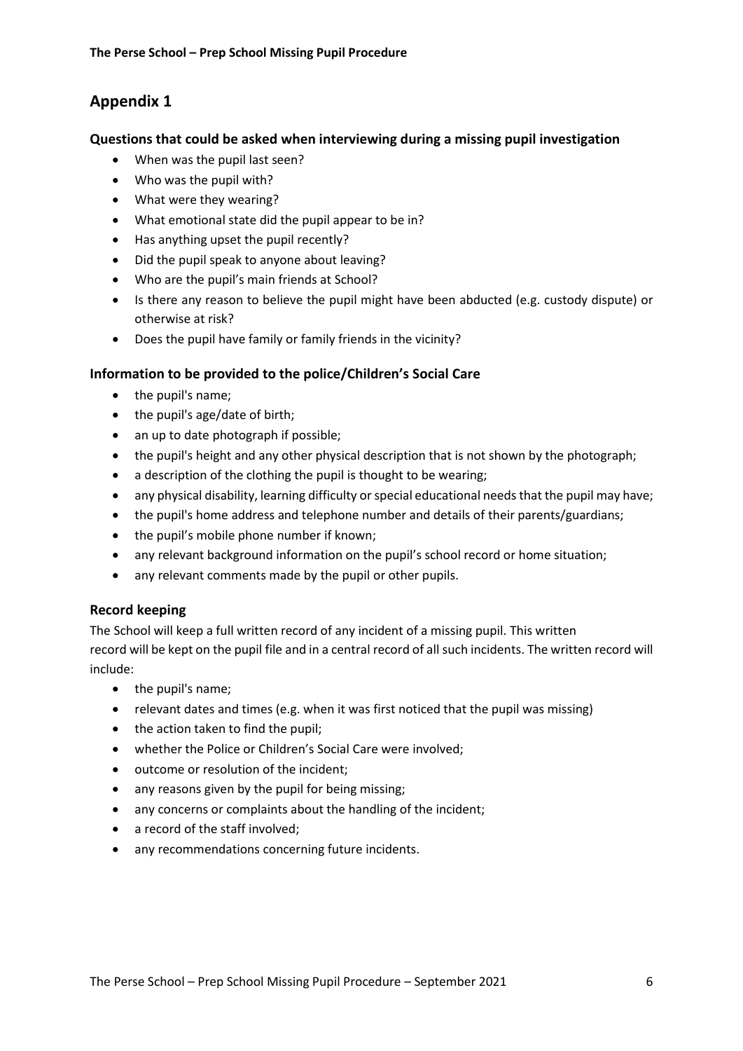## Appendix 1

### Questions that could be asked when interviewing during a missing pupil investigation

- When was the pupil last seen?
- Who was the pupil with?
- What were they wearing?
- What emotional state did the pupil appear to be in?
- Has anything upset the pupil recently?
- Did the pupil speak to anyone about leaving?
- Who are the pupil's main friends at School?
- Is there any reason to believe the pupil might have been abducted (e.g. custody dispute) or otherwise at risk?
- Does the pupil have family or family friends in the vicinity?

### Information to be provided to the police/Children's Social Care

- the pupil's name;
- the pupil's age/date of birth;
- an up to date photograph if possible;
- the pupil's height and any other physical description that is not shown by the photograph;
- a description of the clothing the pupil is thought to be wearing;
- any physical disability, learning difficulty or special educational needs that the pupil may have;
- the pupil's home address and telephone number and details of their parents/guardians;
- the pupil's mobile phone number if known;
- any relevant background information on the pupil's school record or home situation;
- any relevant comments made by the pupil or other pupils.

### Record keeping

The School will keep a full written record of any incident of a missing pupil. This written record will be kept on the pupil file and in a central record of all such incidents. The written record will include:

- the pupil's name;
- relevant dates and times (e.g. when it was first noticed that the pupil was missing)
- the action taken to find the pupil;
- whether the Police or Children's Social Care were involved;
- outcome or resolution of the incident;
- any reasons given by the pupil for being missing;
- any concerns or complaints about the handling of the incident;
- a record of the staff involved;
- any recommendations concerning future incidents.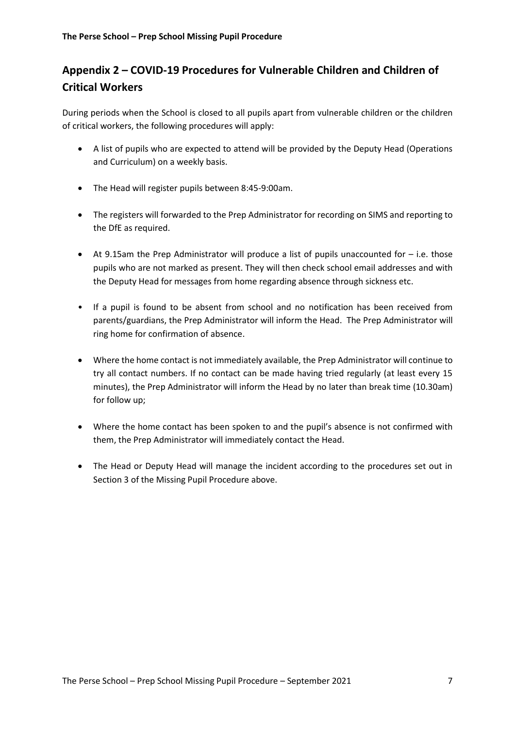## Appendix 2 – COVID-19 Procedures for Vulnerable Children and Children of Critical Workers

During periods when the School is closed to all pupils apart from vulnerable children or the children of critical workers, the following procedures will apply:

- A list of pupils who are expected to attend will be provided by the Deputy Head (Operations and Curriculum) on a weekly basis.
- The Head will register pupils between 8:45-9:00am.
- The registers will forwarded to the Prep Administrator for recording on SIMS and reporting to the DfE as required.
- At 9.15am the Prep Administrator will produce a list of pupils unaccounted for – i.e. those pupils who are not marked as present. They will then check school email addresses and with the Deputy Head for messages from home regarding absence through sickness etc.
- If a pupil is found to be absent from school and no notification has been received from parents/guardians, the Prep Administrator will inform the Head. The Prep Administrator will ring home for confirmation of absence.
- Where the home contact is not immediately available, the Prep Administrator will continue to try all contact numbers. If no contact can be made having tried regularly (at least every 15 minutes), the Prep Administrator will inform the Head by no later than break time (10.30am) for follow up;
- Where the home contact has been spoken to and the pupil's absence is not confirmed with them, the Prep Administrator will immediately contact the Head.
- The Head or Deputy Head will manage the incident according to the procedures set out in Section 3 of the Missing Pupil Procedure above.